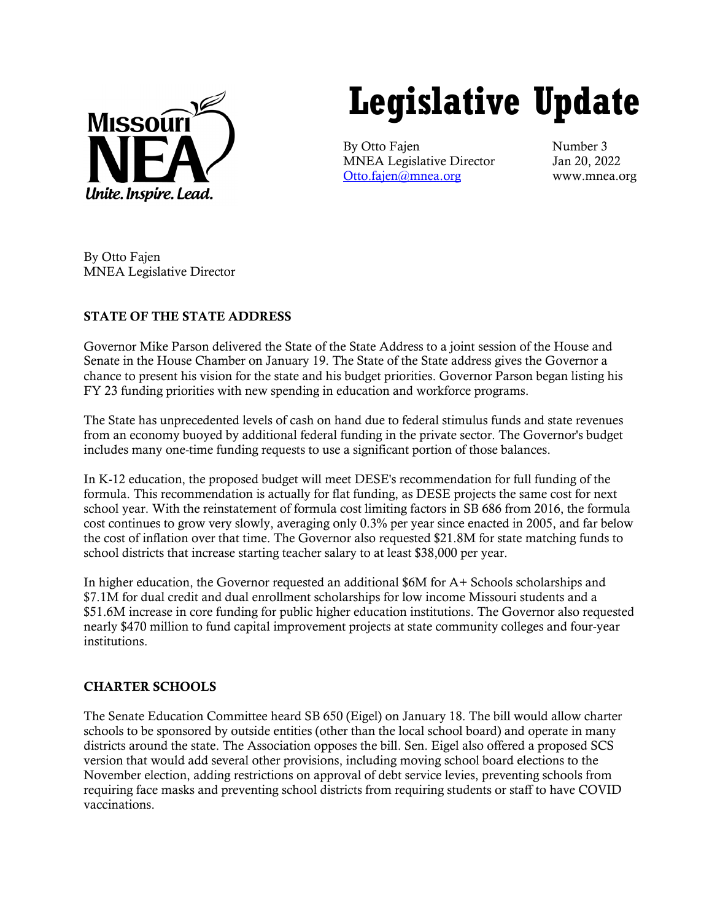Missouri NEA
*Unite. Inspire. Lead.*

# Legislative Update

By Otto Fajen
MNEA Legislative Director
Otto.fajen@mnea.org

Number 3
Jan 20, 2022
www.mnea.org

By Otto Fajen
MNEA Legislative Director

**STATE OF THE STATE ADDRESS**

Governor Mike Parson delivered the State of the State Address to a joint session of the House and Senate in the House Chamber on January 19. The State of the State address gives the Governor a chance to present his vision for the state and his budget priorities. Governor Parson began listing his FY 23 funding priorities with new spending in education and workforce programs.

The State has unprecedented levels of cash on hand due to federal stimulus funds and state revenues from an economy buoyed by additional federal funding in the private sector. The Governor's budget includes many one-time funding requests to use a significant portion of those balances.

In K-12 education, the proposed budget will meet DESE's recommendation for full funding of the formula. This recommendation is actually for flat funding, as DESE projects the same cost for next school year. With the reinstatement of formula cost limiting factors in SB 686 from 2016, the formula cost continues to grow very slowly, averaging only 0.3% per year since enacted in 2005, and far below the cost of inflation over that time. The Governor also requested $21.8M for state matching funds to school districts that increase starting teacher salary to at least $38,000 per year.

In higher education, the Governor requested an additional $6M for A+ Schools scholarships and $7.1M for dual credit and dual enrollment scholarships for low income Missouri students and a $51.6M increase in core funding for public higher education institutions. The Governor also requested nearly $470 million to fund capital improvement projects at state community colleges and four-year institutions.

**CHARTER SCHOOLS**

The Senate Education Committee heard SB 650 (Eigel) on January 18. The bill would allow charter schools to be sponsored by outside entities (other than the local school board) and operate in many districts around the state. The Association opposes the bill. Sen. Eigel also offered a proposed SCS version that would add several other provisions, including moving school board elections to the November election, adding restrictions on approval of debt service levies, preventing schools from requiring face masks and preventing school districts from requiring students or staff to have COVID vaccinations.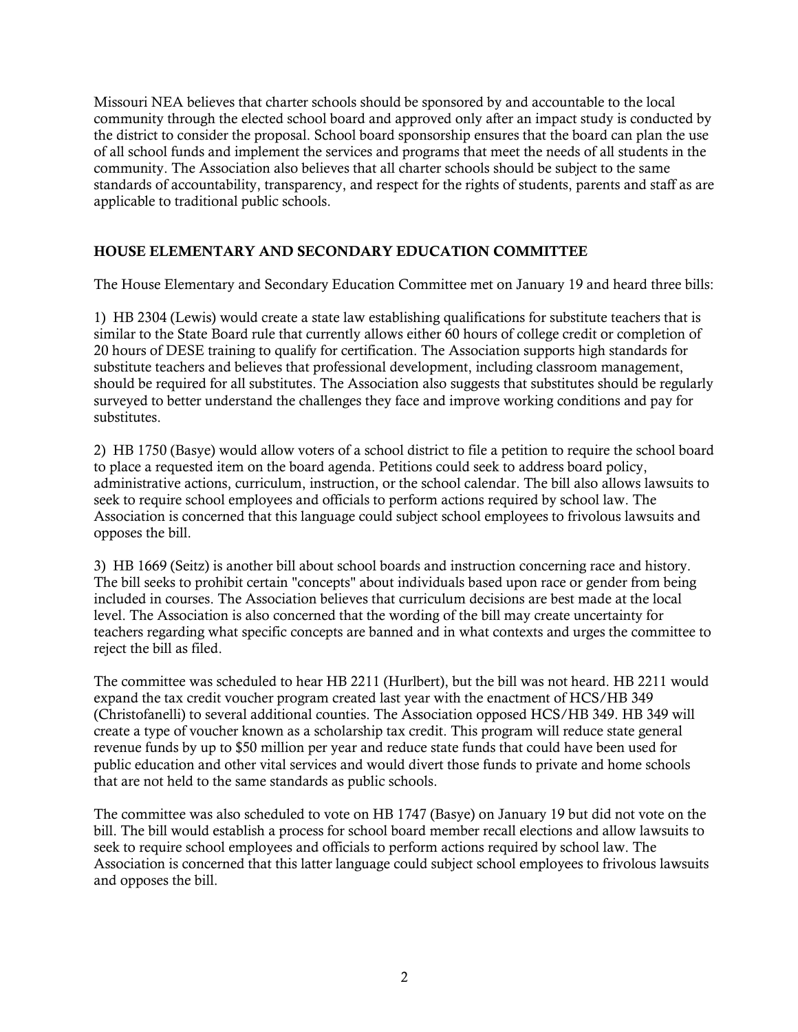Missouri NEA believes that charter schools should be sponsored by and accountable to the local community through the elected school board and approved only after an impact study is conducted by the district to consider the proposal. School board sponsorship ensures that the board can plan the use of all school funds and implement the services and programs that meet the needs of all students in the community. The Association also believes that all charter schools should be subject to the same standards of accountability, transparency, and respect for the rights of students, parents and staff as are applicable to traditional public schools.

## HOUSE ELEMENTARY AND SECONDARY EDUCATION COMMITTEE

The House Elementary and Secondary Education Committee met on January 19 and heard three bills:

1) HB 2304 (Lewis) would create a state law establishing qualifications for substitute teachers that is similar to the State Board rule that currently allows either 60 hours of college credit or completion of 20 hours of DESE training to qualify for certification. The Association supports high standards for substitute teachers and believes that professional development, including classroom management, should be required for all substitutes. The Association also suggests that substitutes should be regularly surveyed to better understand the challenges they face and improve working conditions and pay for substitutes.

2) HB 1750 (Basye) would allow voters of a school district to file a petition to require the school board to place a requested item on the board agenda. Petitions could seek to address board policy, administrative actions, curriculum, instruction, or the school calendar. The bill also allows lawsuits to seek to require school employees and officials to perform actions required by school law. The Association is concerned that this language could subject school employees to frivolous lawsuits and opposes the bill.

3) HB 1669 (Seitz) is another bill about school boards and instruction concerning race and history. The bill seeks to prohibit certain "concepts" about individuals based upon race or gender from being included in courses. The Association believes that curriculum decisions are best made at the local level. The Association is also concerned that the wording of the bill may create uncertainty for teachers regarding what specific concepts are banned and in what contexts and urges the committee to reject the bill as filed.

The committee was scheduled to hear HB 2211 (Hurlbert), but the bill was not heard. HB 2211 would expand the tax credit voucher program created last year with the enactment of HCS/HB 349 (Christofanelli) to several additional counties. The Association opposed HCS/HB 349. HB 349 will create a type of voucher known as a scholarship tax credit. This program will reduce state general revenue funds by up to $50 million per year and reduce state funds that could have been used for public education and other vital services and would divert those funds to private and home schools that are not held to the same standards as public schools.

The committee was also scheduled to vote on HB 1747 (Basye) on January 19 but did not vote on the bill. The bill would establish a process for school board member recall elections and allow lawsuits to seek to require school employees and officials to perform actions required by school law. The Association is concerned that this latter language could subject school employees to frivolous lawsuits and opposes the bill.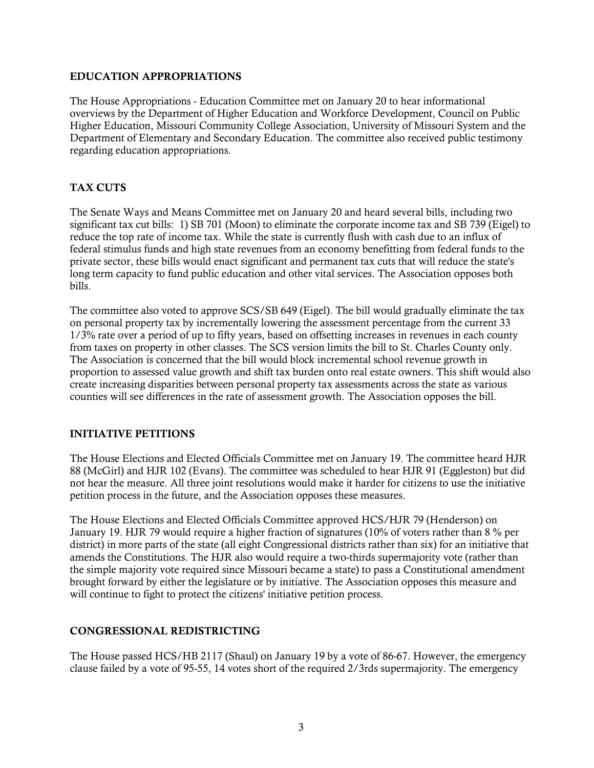## EDUCATION APPROPRIATIONS

The House Appropriations - Education Committee met on January 20 to hear informational overviews by the Department of Higher Education and Workforce Development, Council on Public Higher Education, Missouri Community College Association, University of Missouri System and the Department of Elementary and Secondary Education. The committee also received public testimony regarding education appropriations.

## TAX CUTS

The Senate Ways and Means Committee met on January 20 and heard several bills, including two significant tax cut bills: 1) SB 701 (Moon) to eliminate the corporate income tax and SB 739 (Eigel) to reduce the top rate of income tax. While the state is currently flush with cash due to an influx of federal stimulus funds and high state revenues from an economy benefitting from federal funds to the private sector, these bills would enact significant and permanent tax cuts that will reduce the state's long term capacity to fund public education and other vital services. The Association opposes both bills.

The committee also voted to approve SCS/SB 649 (Eigel). The bill would gradually eliminate the tax on personal property tax by incrementally lowering the assessment percentage from the current 33 1/3% rate over a period of up to fifty years, based on offsetting increases in revenues in each county from taxes on property in other classes. The SCS version limits the bill to St. Charles County only. The Association is concerned that the bill would block incremental school revenue growth in proportion to assessed value growth and shift tax burden onto real estate owners. This shift would also create increasing disparities between personal property tax assessments across the state as various counties will see differences in the rate of assessment growth. The Association opposes the bill.

## INITIATIVE PETITIONS

The House Elections and Elected Officials Committee met on January 19. The committee heard HJR 88 (McGirl) and HJR 102 (Evans). The committee was scheduled to hear HJR 91 (Eggleston) but did not hear the measure. All three joint resolutions would make it harder for citizens to use the initiative petition process in the future, and the Association opposes these measures.

The House Elections and Elected Officials Committee approved HCS/HJR 79 (Henderson) on January 19. HJR 79 would require a higher fraction of signatures (10% of voters rather than 8 % per district) in more parts of the state (all eight Congressional districts rather than six) for an initiative that amends the Constitutions. The HJR also would require a two-thirds supermajority vote (rather than the simple majority vote required since Missouri became a state) to pass a Constitutional amendment brought forward by either the legislature or by initiative. The Association opposes this measure and will continue to fight to protect the citizens' initiative petition process.

## CONGRESSIONAL REDISTRICTING

The House passed HCS/HB 2117 (Shaul) on January 19 by a vote of 86-67. However, the emergency clause failed by a vote of 95-55, 14 votes short of the required 2/3rds supermajority. The emergency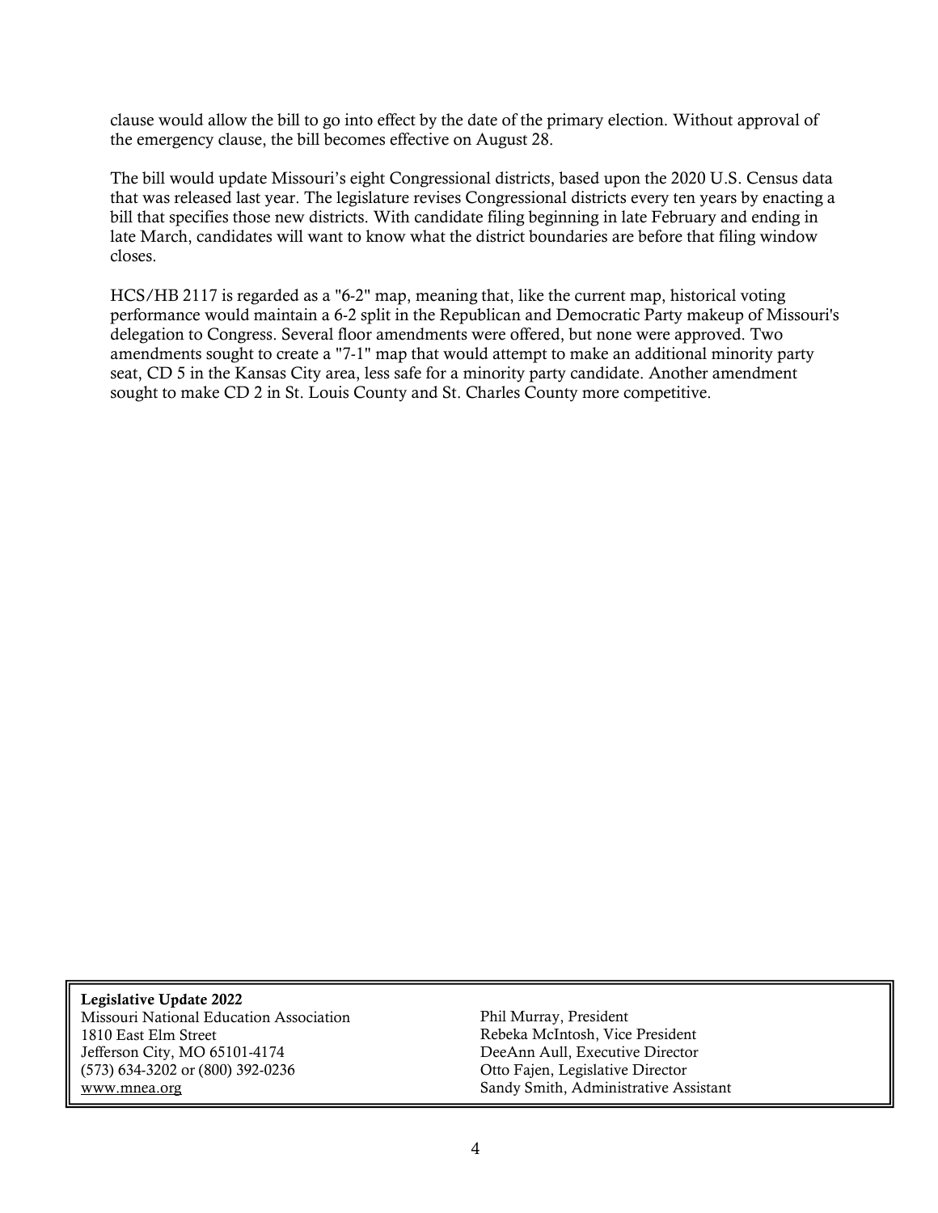clause would allow the bill to go into effect by the date of the primary election. Without approval of the emergency clause, the bill becomes effective on August 28.

The bill would update Missouri's eight Congressional districts, based upon the 2020 U.S. Census data that was released last year. The legislature revises Congressional districts every ten years by enacting a bill that specifies those new districts. With candidate filing beginning in late February and ending in late March, candidates will want to know what the district boundaries are before that filing window closes.

HCS/HB 2117 is regarded as a "6-2" map, meaning that, like the current map, historical voting performance would maintain a 6-2 split in the Republican and Democratic Party makeup of Missouri's delegation to Congress. Several floor amendments were offered, but none were approved. Two amendments sought to create a "7-1" map that would attempt to make an additional minority party seat, CD 5 in the Kansas City area, less safe for a minority party candidate. Another amendment sought to make CD 2 in St. Louis County and St. Charles County more competitive.

**Legislative Update 2022**
Missouri National Education Association
1810 East Elm Street
Jefferson City, MO 65101-4174
(573) 634-3202 or (800) 392-0236
www.mnea.org

Phil Murray, President
Rebeka McIntosh, Vice President
DeeAnn Aull, Executive Director
Otto Fajen, Legislative Director
Sandy Smith, Administrative Assistant